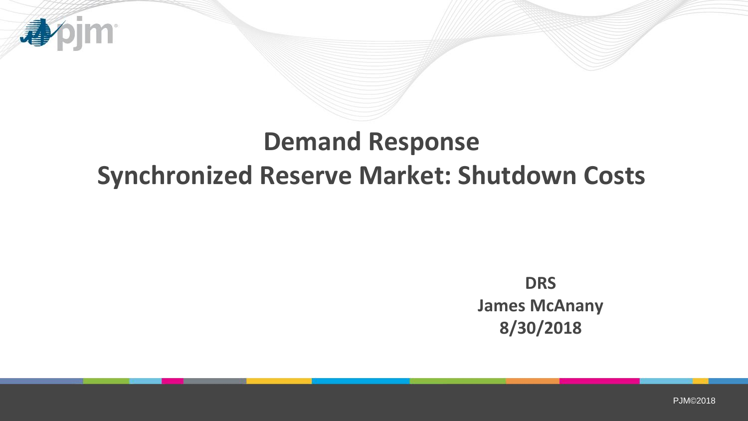# Demand Response
# Synchronized Reserve Market: Shutdown Costs

**DRS**
**James McAnany**
**8/30/2018**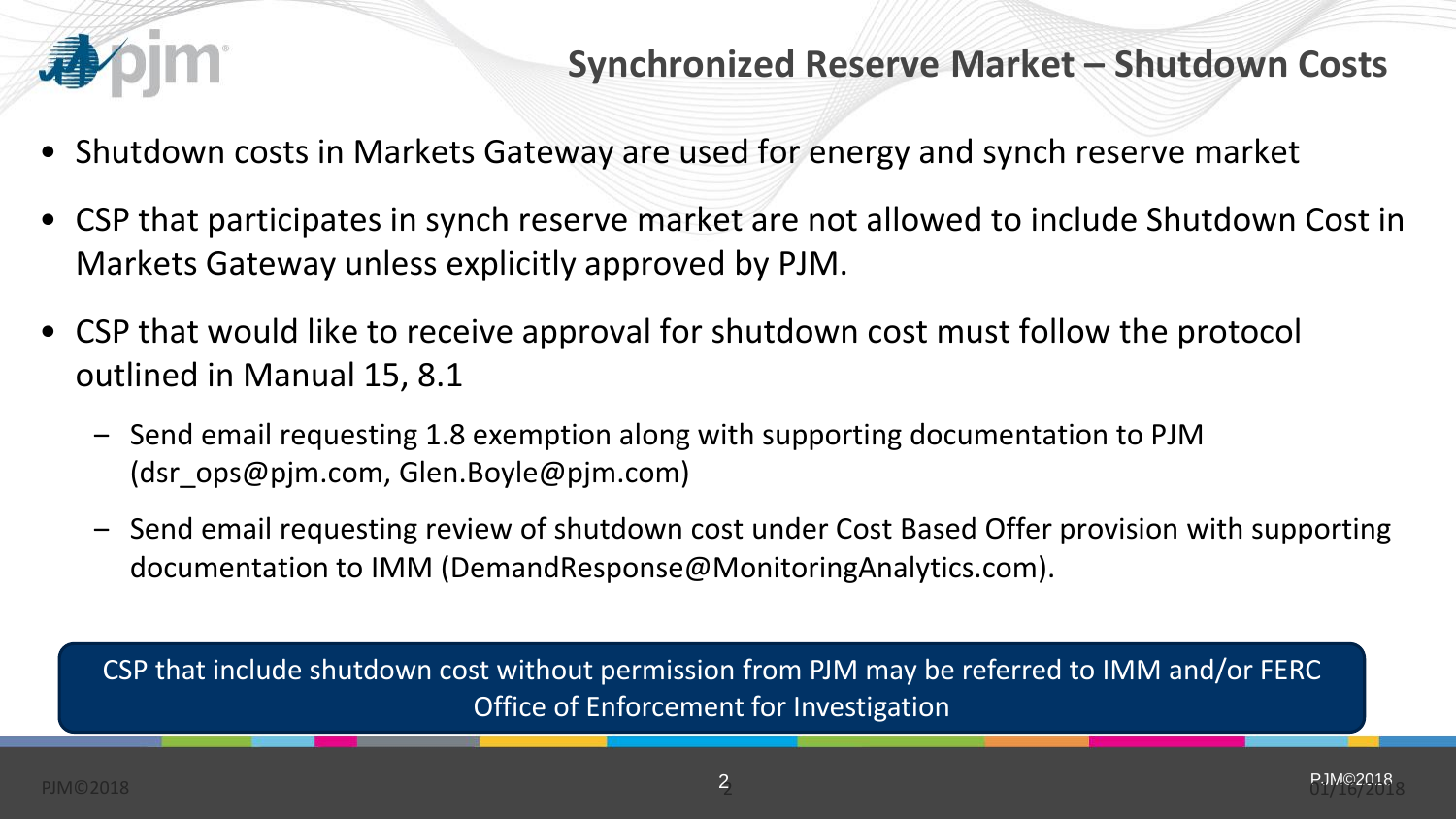## Synchronized Reserve Market – Shutdown Costs

- Shutdown costs in Markets Gateway are used for energy and synch reserve market
- CSP that participates in synch reserve market are not allowed to include Shutdown Cost in Markets Gateway unless explicitly approved by PJM.
- CSP that would like to receive approval for shutdown cost must follow the protocol outlined in Manual 15, 8.1
  - Send email requesting 1.8 exemption along with supporting documentation to PJM (dsr_ops@pjm.com, Glen.Boyle@pjm.com)
  - Send email requesting review of shutdown cost under Cost Based Offer provision with supporting documentation to IMM (DemandResponse@MonitoringAnalytics.com).

CSP that include shutdown cost without permission from PJM may be referred to IMM and/or FERC Office of Enforcement for Investigation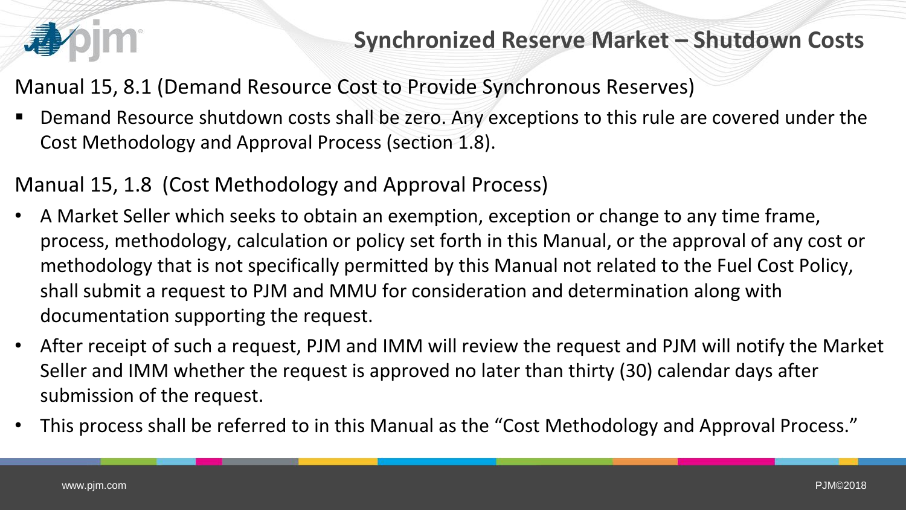# Synchronized Reserve Market – Shutdown Costs

Manual 15, 8.1 (Demand Resource Cost to Provide Synchronous Reserves)

- Demand Resource shutdown costs shall be zero. Any exceptions to this rule are covered under the Cost Methodology and Approval Process (section 1.8).

Manual 15, 1.8 (Cost Methodology and Approval Process)

- A Market Seller which seeks to obtain an exemption, exception or change to any time frame, process, methodology, calculation or policy set forth in this Manual, or the approval of any cost or methodology that is not specifically permitted by this Manual not related to the Fuel Cost Policy, shall submit a request to PJM and MMU for consideration and determination along with documentation supporting the request.
- After receipt of such a request, PJM and IMM will review the request and PJM will notify the Market Seller and IMM whether the request is approved no later than thirty (30) calendar days after submission of the request.
- This process shall be referred to in this Manual as the "Cost Methodology and Approval Process."